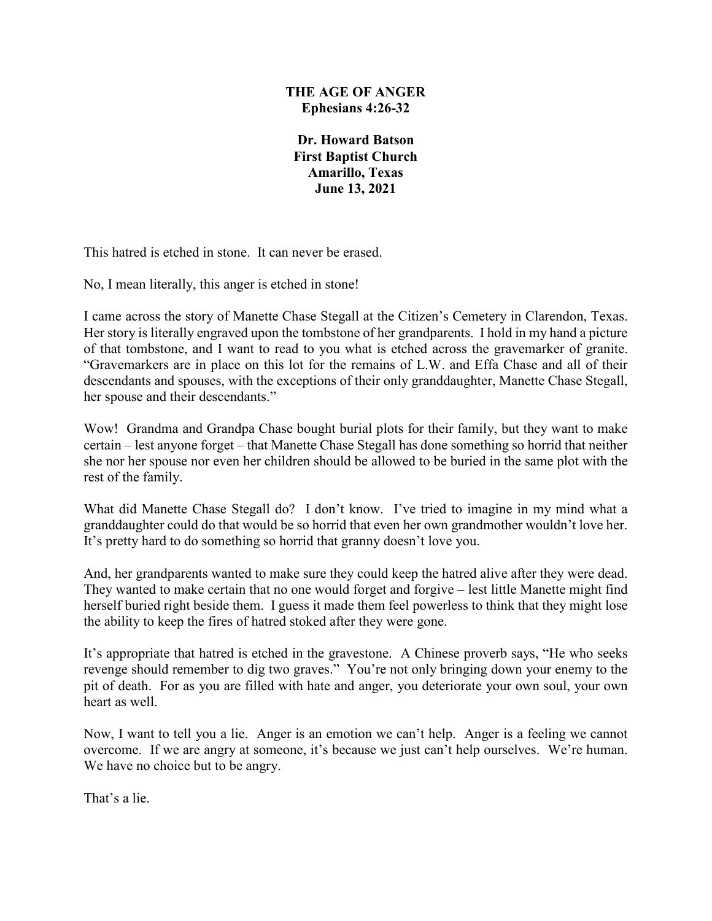# THE AGE OF ANGER
## Ephesians 4:26-32

**Dr. Howard Batson**
**First Baptist Church**
**Amarillo, Texas**
**June 13, 2021**

This hatred is etched in stone. It can never be erased.

No, I mean literally, this anger is etched in stone!

I came across the story of Manette Chase Stegall at the Citizen's Cemetery in Clarendon, Texas. Her story is literally engraved upon the tombstone of her grandparents. I hold in my hand a picture of that tombstone, and I want to read to you what is etched across the gravemarker of granite. "Gravemarkers are in place on this lot for the remains of L.W. and Effa Chase and all of their descendants and spouses, with the exceptions of their only granddaughter, Manette Chase Stegall, her spouse and their descendants."

Wow! Grandma and Grandpa Chase bought burial plots for their family, but they want to make certain – lest anyone forget – that Manette Chase Stegall has done something so horrid that neither she nor her spouse nor even her children should be allowed to be buried in the same plot with the rest of the family.

What did Manette Chase Stegall do? I don't know. I've tried to imagine in my mind what a granddaughter could do that would be so horrid that even her own grandmother wouldn't love her. It's pretty hard to do something so horrid that granny doesn't love you.

And, her grandparents wanted to make sure they could keep the hatred alive after they were dead. They wanted to make certain that no one would forget and forgive – lest little Manette might find herself buried right beside them. I guess it made them feel powerless to think that they might lose the ability to keep the fires of hatred stoked after they were gone.

It's appropriate that hatred is etched in the gravestone. A Chinese proverb says, "He who seeks revenge should remember to dig two graves." You're not only bringing down your enemy to the pit of death. For as you are filled with hate and anger, you deteriorate your own soul, your own heart as well.

Now, I want to tell you a lie. Anger is an emotion we can't help. Anger is a feeling we cannot overcome. If we are angry at someone, it's because we just can't help ourselves. We're human. We have no choice but to be angry.

That's a lie.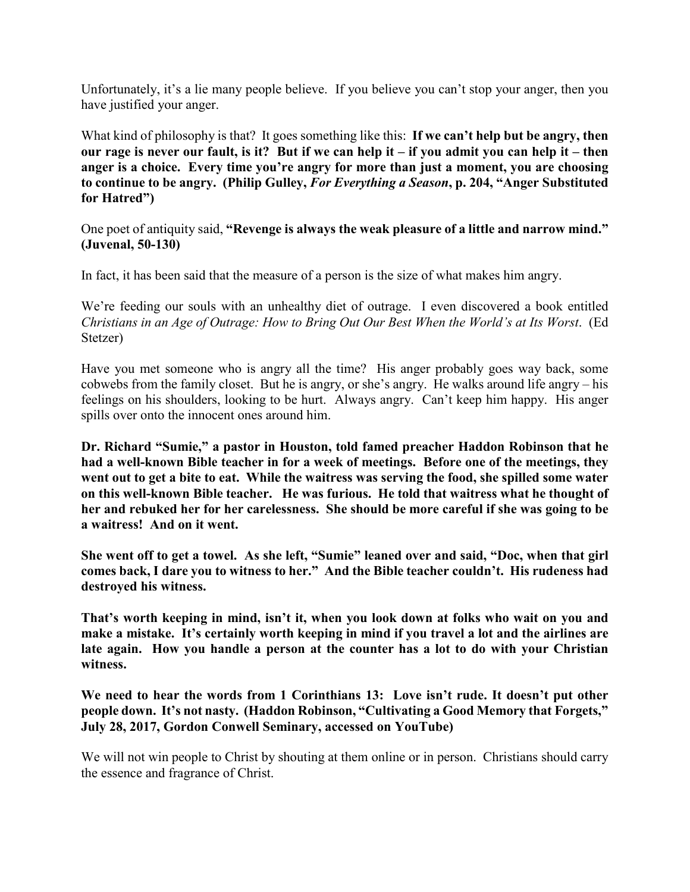Unfortunately, it's a lie many people believe. If you believe you can't stop your anger, then you have justified your anger.

What kind of philosophy is that? It goes something like this: **If we can't help but be angry, then our rage is never our fault, is it? But if we can help it – if you admit you can help it – then anger is a choice. Every time you're angry for more than just a moment, you are choosing to continue to be angry. (Philip Gulley, *For Everything a Season*, p. 204, "Anger Substituted for Hatred")**

One poet of antiquity said, **"Revenge is always the weak pleasure of a little and narrow mind." (Juvenal, 50-130)**

In fact, it has been said that the measure of a person is the size of what makes him angry.

We're feeding our souls with an unhealthy diet of outrage. I even discovered a book entitled *Christians in an Age of Outrage: How to Bring Out Our Best When the World's at Its Worst*. (Ed Stetzer)

Have you met someone who is angry all the time? His anger probably goes way back, some cobwebs from the family closet. But he is angry, or she's angry. He walks around life angry – his feelings on his shoulders, looking to be hurt. Always angry. Can't keep him happy. His anger spills over onto the innocent ones around him.

**Dr. Richard "Sumie," a pastor in Houston, told famed preacher Haddon Robinson that he had a well-known Bible teacher in for a week of meetings. Before one of the meetings, they went out to get a bite to eat. While the waitress was serving the food, she spilled some water on this well-known Bible teacher. He was furious. He told that waitress what he thought of her and rebuked her for her carelessness. She should be more careful if she was going to be a waitress! And on it went.**

**She went off to get a towel. As she left, "Sumie" leaned over and said, "Doc, when that girl comes back, I dare you to witness to her." And the Bible teacher couldn't. His rudeness had destroyed his witness.**

**That's worth keeping in mind, isn't it, when you look down at folks who wait on you and make a mistake. It's certainly worth keeping in mind if you travel a lot and the airlines are late again. How you handle a person at the counter has a lot to do with your Christian witness.**

**We need to hear the words from 1 Corinthians 13: Love isn't rude. It doesn't put other people down. It's not nasty. (Haddon Robinson, "Cultivating a Good Memory that Forgets," July 28, 2017, Gordon Conwell Seminary, accessed on YouTube)**

We will not win people to Christ by shouting at them online or in person. Christians should carry the essence and fragrance of Christ.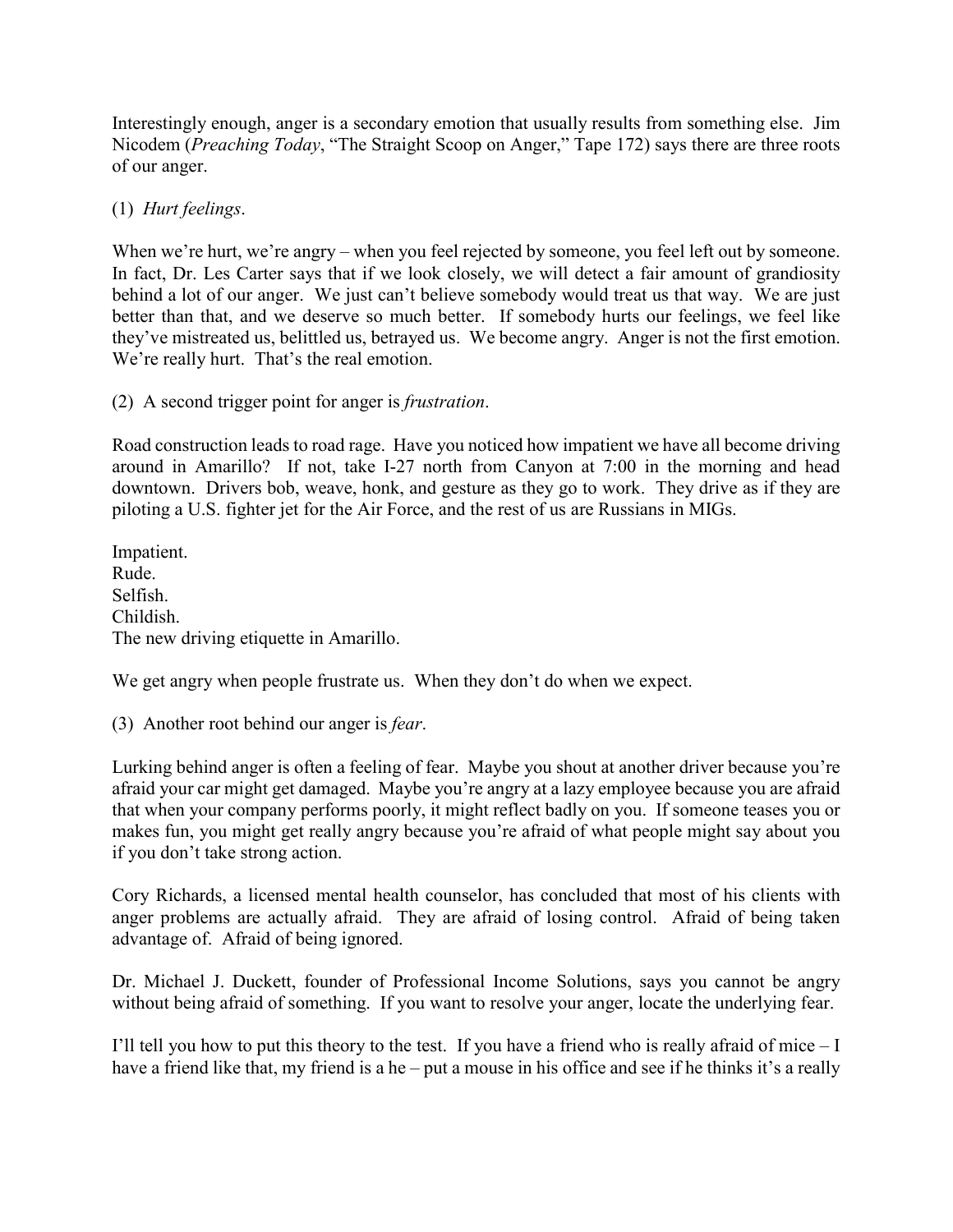Interestingly enough, anger is a secondary emotion that usually results from something else. Jim Nicodem (*Preaching Today*, "The Straight Scoop on Anger," Tape 172) says there are three roots of our anger.

(1) *Hurt feelings*.

When we're hurt, we're angry – when you feel rejected by someone, you feel left out by someone. In fact, Dr. Les Carter says that if we look closely, we will detect a fair amount of grandiosity behind a lot of our anger. We just can't believe somebody would treat us that way. We are just better than that, and we deserve so much better. If somebody hurts our feelings, we feel like they've mistreated us, belittled us, betrayed us. We become angry. Anger is not the first emotion. We're really hurt. That's the real emotion.

(2) A second trigger point for anger is *frustration*.

Road construction leads to road rage. Have you noticed how impatient we have all become driving around in Amarillo? If not, take I-27 north from Canyon at 7:00 in the morning and head downtown. Drivers bob, weave, honk, and gesture as they go to work. They drive as if they are piloting a U.S. fighter jet for the Air Force, and the rest of us are Russians in MIGs.

Impatient.
Rude.
Selfish.
Childish.
The new driving etiquette in Amarillo.

We get angry when people frustrate us. When they don't do when we expect.

(3) Another root behind our anger is *fear*.

Lurking behind anger is often a feeling of fear. Maybe you shout at another driver because you're afraid your car might get damaged. Maybe you're angry at a lazy employee because you are afraid that when your company performs poorly, it might reflect badly on you. If someone teases you or makes fun, you might get really angry because you're afraid of what people might say about you if you don't take strong action.

Cory Richards, a licensed mental health counselor, has concluded that most of his clients with anger problems are actually afraid. They are afraid of losing control. Afraid of being taken advantage of. Afraid of being ignored.

Dr. Michael J. Duckett, founder of Professional Income Solutions, says you cannot be angry without being afraid of something. If you want to resolve your anger, locate the underlying fear.

I'll tell you how to put this theory to the test. If you have a friend who is really afraid of mice – I have a friend like that, my friend is a he – put a mouse in his office and see if he thinks it's a really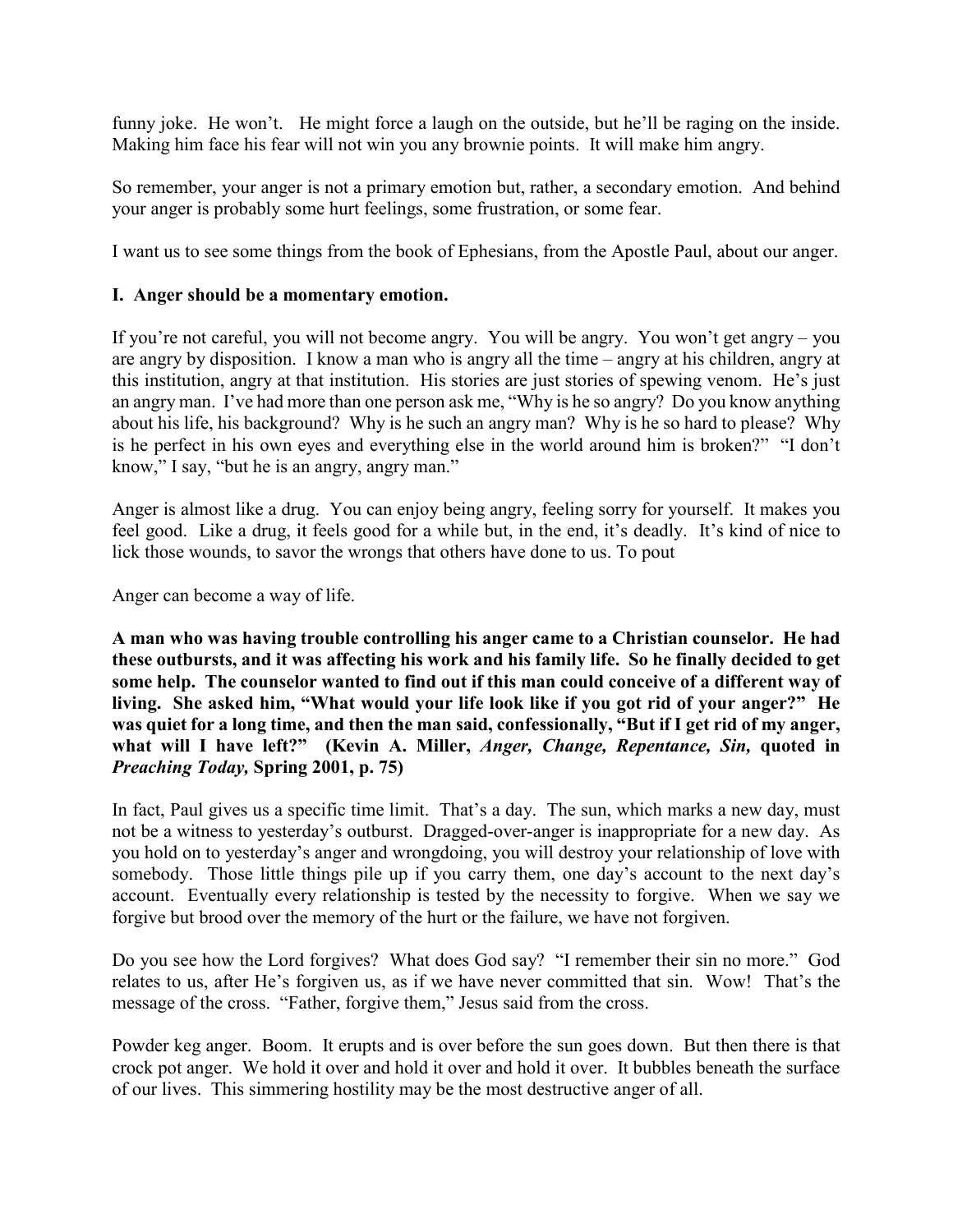funny joke. He won't. He might force a laugh on the outside, but he'll be raging on the inside. Making him face his fear will not win you any brownie points. It will make him angry.

So remember, your anger is not a primary emotion but, rather, a secondary emotion. And behind your anger is probably some hurt feelings, some frustration, or some fear.

I want us to see some things from the book of Ephesians, from the Apostle Paul, about our anger.

**I. Anger should be a momentary emotion.**

If you're not careful, you will not become angry. You will be angry. You won't get angry – you are angry by disposition. I know a man who is angry all the time – angry at his children, angry at this institution, angry at that institution. His stories are just stories of spewing venom. He's just an angry man. I've had more than one person ask me, "Why is he so angry? Do you know anything about his life, his background? Why is he such an angry man? Why is he so hard to please? Why is he perfect in his own eyes and everything else in the world around him is broken?" "I don't know," I say, "but he is an angry, angry man."

Anger is almost like a drug. You can enjoy being angry, feeling sorry for yourself. It makes you feel good. Like a drug, it feels good for a while but, in the end, it's deadly. It's kind of nice to lick those wounds, to savor the wrongs that others have done to us. To pout

Anger can become a way of life.

**A man who was having trouble controlling his anger came to a Christian counselor. He had these outbursts, and it was affecting his work and his family life. So he finally decided to get some help. The counselor wanted to find out if this man could conceive of a different way of living. She asked him, "What would your life look like if you got rid of your anger?" He was quiet for a long time, and then the man said, confessionally, "But if I get rid of my anger, what will I have left?" (Kevin A. Miller, *Anger, Change, Repentance, Sin,* quoted in *Preaching Today,* Spring 2001, p. 75)**

In fact, Paul gives us a specific time limit. That's a day. The sun, which marks a new day, must not be a witness to yesterday's outburst. Dragged-over-anger is inappropriate for a new day. As you hold on to yesterday's anger and wrongdoing, you will destroy your relationship of love with somebody. Those little things pile up if you carry them, one day's account to the next day's account. Eventually every relationship is tested by the necessity to forgive. When we say we forgive but brood over the memory of the hurt or the failure, we have not forgiven.

Do you see how the Lord forgives? What does God say? "I remember their sin no more." God relates to us, after He's forgiven us, as if we have never committed that sin. Wow! That's the message of the cross. "Father, forgive them," Jesus said from the cross.

Powder keg anger. Boom. It erupts and is over before the sun goes down. But then there is that crock pot anger. We hold it over and hold it over and hold it over. It bubbles beneath the surface of our lives. This simmering hostility may be the most destructive anger of all.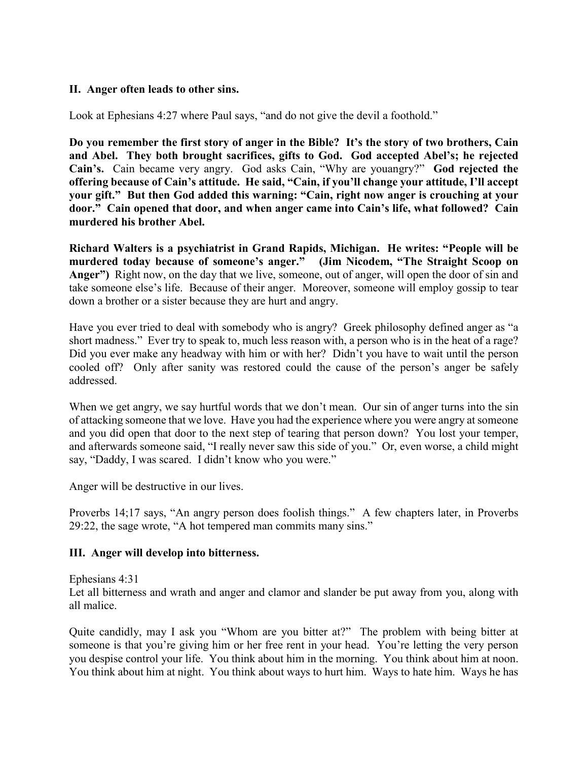**II. Anger often leads to other sins.**

Look at Ephesians 4:27 where Paul says, "and do not give the devil a foothold."

**Do you remember the first story of anger in the Bible? It's the story of two brothers, Cain and Abel. They both brought sacrifices, gifts to God. God accepted Abel's; he rejected Cain's.** Cain became very angry. God asks Cain, "Why are youangry?" **God rejected the offering because of Cain's attitude. He said, "Cain, if you'll change your attitude, I'll accept your gift." But then God added this warning: "Cain, right now anger is crouching at your door." Cain opened that door, and when anger came into Cain's life, what followed? Cain murdered his brother Abel.**

**Richard Walters is a psychiatrist in Grand Rapids, Michigan. He writes: "People will be murdered today because of someone's anger." (Jim Nicodem, "The Straight Scoop on Anger")** Right now, on the day that we live, someone, out of anger, will open the door of sin and take someone else's life. Because of their anger. Moreover, someone will employ gossip to tear down a brother or a sister because they are hurt and angry.

Have you ever tried to deal with somebody who is angry? Greek philosophy defined anger as "a short madness." Ever try to speak to, much less reason with, a person who is in the heat of a rage? Did you ever make any headway with him or with her? Didn't you have to wait until the person cooled off? Only after sanity was restored could the cause of the person's anger be safely addressed.

When we get angry, we say hurtful words that we don't mean. Our sin of anger turns into the sin of attacking someone that we love. Have you had the experience where you were angry at someone and you did open that door to the next step of tearing that person down? You lost your temper, and afterwards someone said, "I really never saw this side of you." Or, even worse, a child might say, "Daddy, I was scared. I didn't know who you were."

Anger will be destructive in our lives.

Proverbs 14;17 says, "An angry person does foolish things." A few chapters later, in Proverbs 29:22, the sage wrote, "A hot tempered man commits many sins."

**III. Anger will develop into bitterness.**

Ephesians 4:31
Let all bitterness and wrath and anger and clamor and slander be put away from you, along with all malice.

Quite candidly, may I ask you "Whom are you bitter at?" The problem with being bitter at someone is that you're giving him or her free rent in your head. You're letting the very person you despise control your life. You think about him in the morning. You think about him at noon. You think about him at night. You think about ways to hurt him. Ways to hate him. Ways he has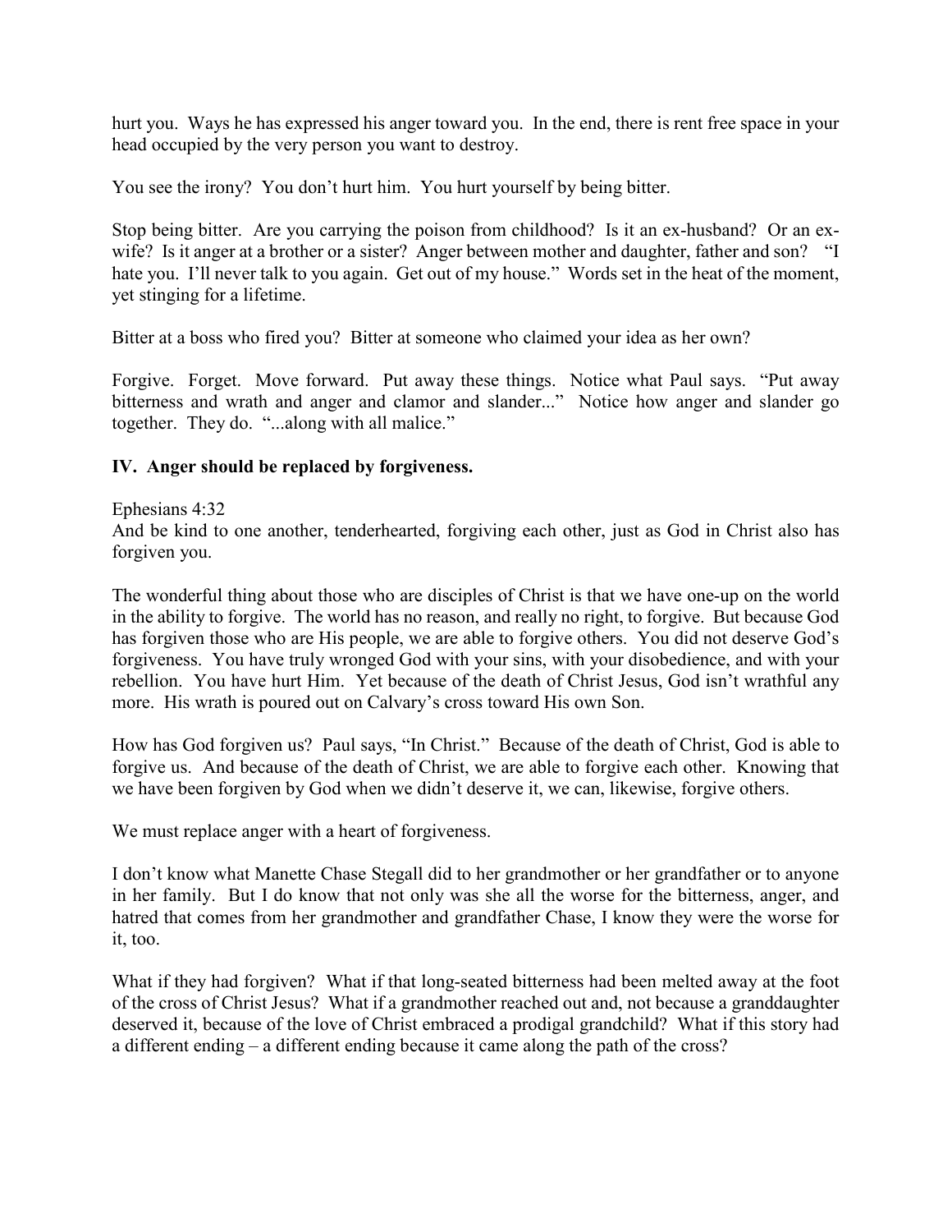hurt you. Ways he has expressed his anger toward you. In the end, there is rent free space in your head occupied by the very person you want to destroy.

You see the irony? You don't hurt him. You hurt yourself by being bitter.

Stop being bitter. Are you carrying the poison from childhood? Is it an ex-husband? Or an ex-wife? Is it anger at a brother or a sister? Anger between mother and daughter, father and son? "I hate you. I'll never talk to you again. Get out of my house." Words set in the heat of the moment, yet stinging for a lifetime.

Bitter at a boss who fired you? Bitter at someone who claimed your idea as her own?

Forgive. Forget. Move forward. Put away these things. Notice what Paul says. "Put away bitterness and wrath and anger and clamor and slander..." Notice how anger and slander go together. They do. "...along with all malice."

**IV. Anger should be replaced by forgiveness.**

Ephesians 4:32
And be kind to one another, tenderhearted, forgiving each other, just as God in Christ also has forgiven you.

The wonderful thing about those who are disciples of Christ is that we have one-up on the world in the ability to forgive. The world has no reason, and really no right, to forgive. But because God has forgiven those who are His people, we are able to forgive others. You did not deserve God's forgiveness. You have truly wronged God with your sins, with your disobedience, and with your rebellion. You have hurt Him. Yet because of the death of Christ Jesus, God isn't wrathful any more. His wrath is poured out on Calvary's cross toward His own Son.

How has God forgiven us? Paul says, "In Christ." Because of the death of Christ, God is able to forgive us. And because of the death of Christ, we are able to forgive each other. Knowing that we have been forgiven by God when we didn't deserve it, we can, likewise, forgive others.

We must replace anger with a heart of forgiveness.

I don't know what Manette Chase Stegall did to her grandmother or her grandfather or to anyone in her family. But I do know that not only was she all the worse for the bitterness, anger, and hatred that comes from her grandmother and grandfather Chase, I know they were the worse for it, too.

What if they had forgiven? What if that long-seated bitterness had been melted away at the foot of the cross of Christ Jesus? What if a grandmother reached out and, not because a granddaughter deserved it, because of the love of Christ embraced a prodigal grandchild? What if this story had a different ending – a different ending because it came along the path of the cross?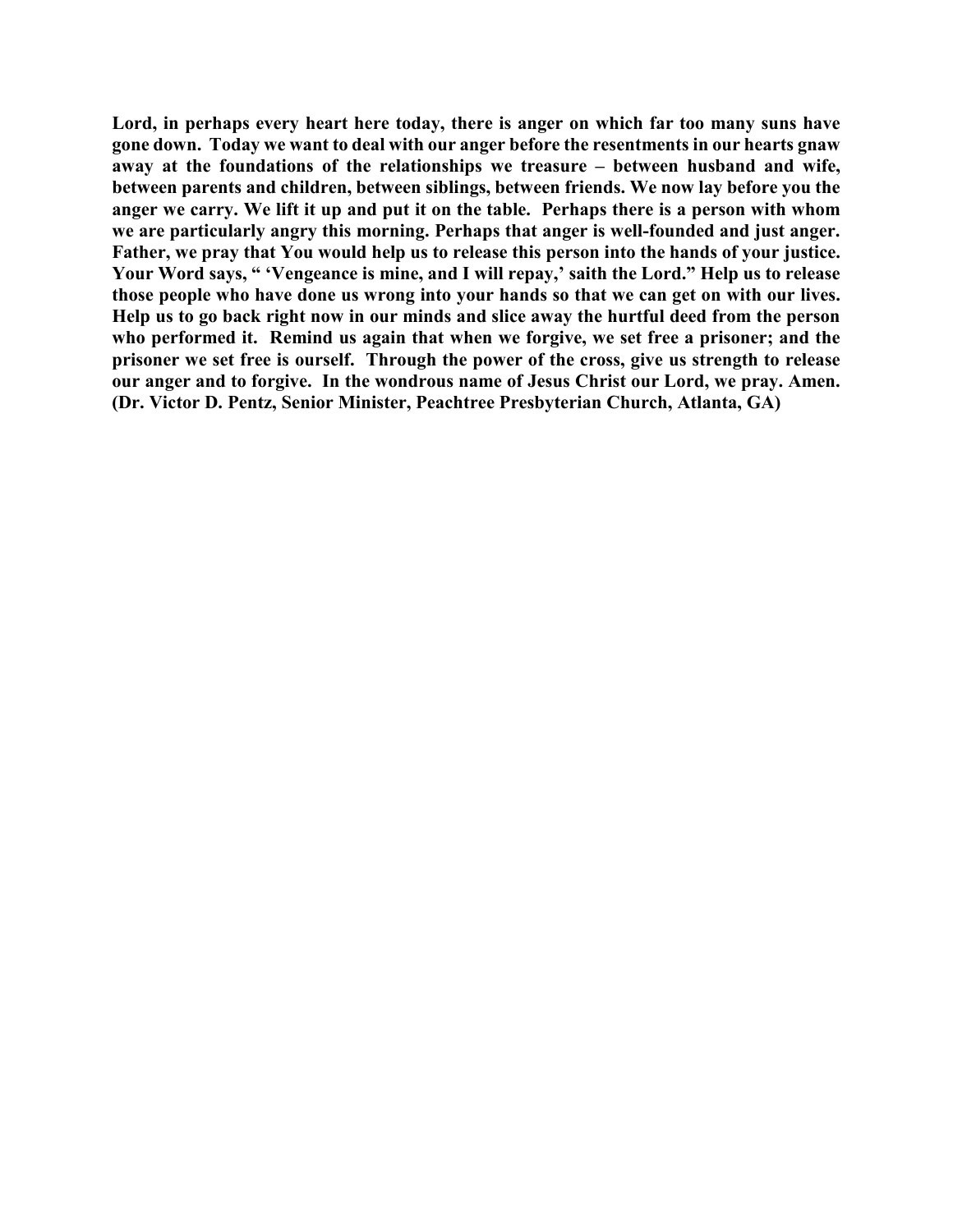**Lord, in perhaps every heart here today, there is anger on which far too many suns have gone down. Today we want to deal with our anger before the resentments in our hearts gnaw away at the foundations of the relationships we treasure – between husband and wife, between parents and children, between siblings, between friends. We now lay before you the anger we carry. We lift it up and put it on the table. Perhaps there is a person with whom we are particularly angry this morning. Perhaps that anger is well-founded and just anger. Father, we pray that You would help us to release this person into the hands of your justice. Your Word says, " 'Vengeance is mine, and I will repay,' saith the Lord." Help us to release those people who have done us wrong into your hands so that we can get on with our lives. Help us to go back right now in our minds and slice away the hurtful deed from the person who performed it. Remind us again that when we forgive, we set free a prisoner; and the prisoner we set free is ourself. Through the power of the cross, give us strength to release our anger and to forgive. In the wondrous name of Jesus Christ our Lord, we pray. Amen. (Dr. Victor D. Pentz, Senior Minister, Peachtree Presbyterian Church, Atlanta, GA)**